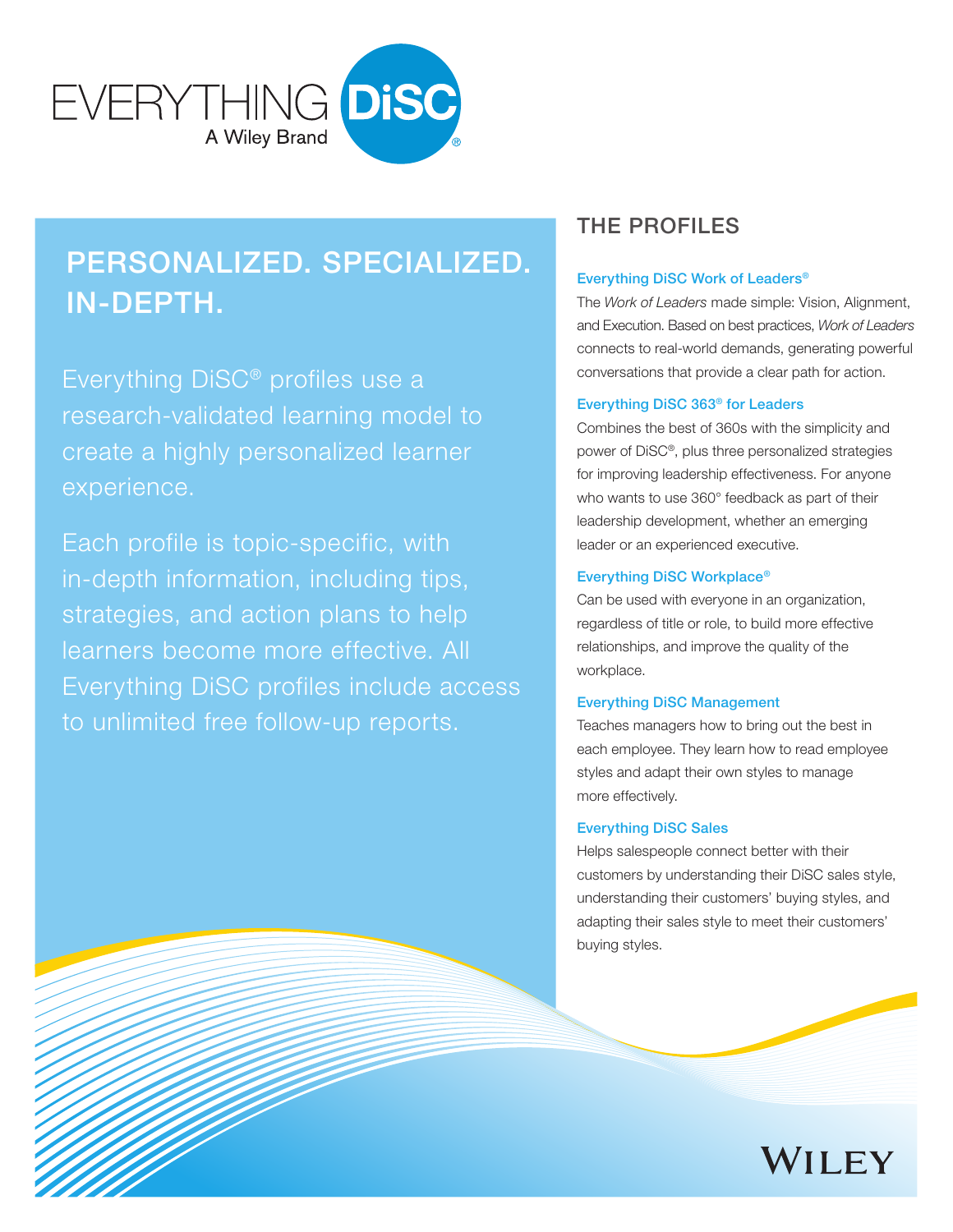# EVERYTHING DiSC®

A Wiley Brand

## PERSONALIZED. SPECIALIZED. IN-DEPTH.

Everything DiSC® profiles use a research-validated learning model to create a highly personalized learner experience.

Each profile is topic-specific, with in-depth information, including tips, strategies, and action plans to help learners become more effective. All Everything DiSC profiles include access to unlimited free follow-up reports.

## THE PROFILES

### Everything DiSC Work of Leaders®

The *Work of Leaders* made simple: Vision, Alignment, and Execution. Based on best practices, *Work of Leaders* connects to real-world demands, generating powerful conversations that provide a clear path for action.

### Everything DiSC 363® for Leaders

Combines the best of 360s with the simplicity and power of DiSC®, plus three personalized strategies for improving leadership effectiveness. For anyone who wants to use 360° feedback as part of their leadership development, whether an emerging leader or an experienced executive.

### Everything DiSC Workplace®

Can be used with everyone in an organization, regardless of title or role, to build more effective relationships, and improve the quality of the workplace.

### Everything DiSC Management

Teaches managers how to bring out the best in each employee. They learn how to read employee styles and adapt their own styles to manage more effectively.

### Everything DiSC Sales

Helps salespeople connect better with their customers by understanding their DiSC sales style, understanding their customers' buying styles, and adapting their sales style to meet their customers' buying styles.

WILEY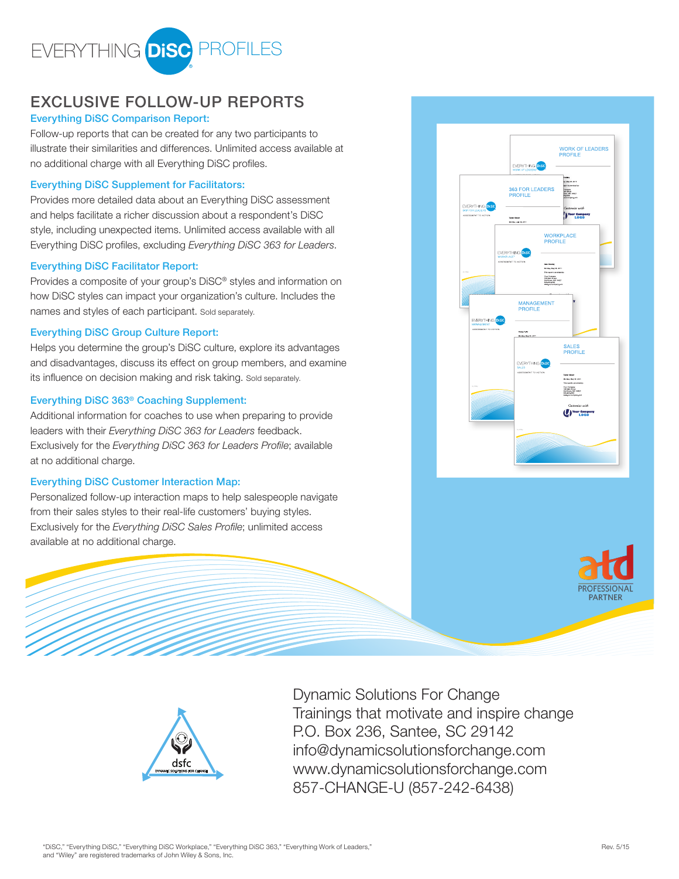## EXCLUSIVE FOLLOW-UP REPORTS

### Everything DiSC Comparison Report:

Follow-up reports that can be created for any two participants to illustrate their similarities and differences. Unlimited access available at no additional charge with all Everything DiSC profiles.

### Everything DiSC Supplement for Facilitators:

Provides more detailed data about an Everything DiSC assessment and helps facilitate a richer discussion about a respondent's DiSC style, including unexpected items. Unlimited access available with all Everything DiSC profiles, excluding *Everything DiSC 363 for Leaders*.

### Everything DiSC Facilitator Report:

Provides a composite of your group's DiSC® styles and information on how DiSC styles can impact your organization's culture. Includes the names and styles of each participant. Sold separately.

### Everything DiSC Group Culture Report:

Helps you determine the group's DiSC culture, explore its advantages and disadvantages, discuss its effect on group members, and examine its influence on decision making and risk taking. Sold separately.

### Everything DiSC 363® Coaching Supplement:

Additional information for coaches to use when preparing to provide leaders with their *Everything DiSC 363 for Leaders* feedback. Exclusively for the *Everything DiSC 363 for Leaders Profile*; available at no additional charge.

### Everything DiSC Customer Interaction Map:

Personalized follow-up interaction maps to help salespeople navigate from their sales styles to their real-life customers' buying styles. Exclusively for the *Everything DiSC Sales Profile*; unlimited access available at no additional charge.

Dynamic Solutions For Change
Trainings that motivate and inspire change
P.O. Box 236, Santee, SC 29142
info@dynamicsolutionsforchange.com
www.dynamicsolutionsforchange.com
857-CHANGE-U (857-242-6438)

"DiSC," "Everything DiSC," "Everything DiSC Workplace," "Everything DiSC 363," "Everything Work of Leaders," and "Wiley" are registered trademarks of John Wiley & Sons, Inc.

Rev. 5/15